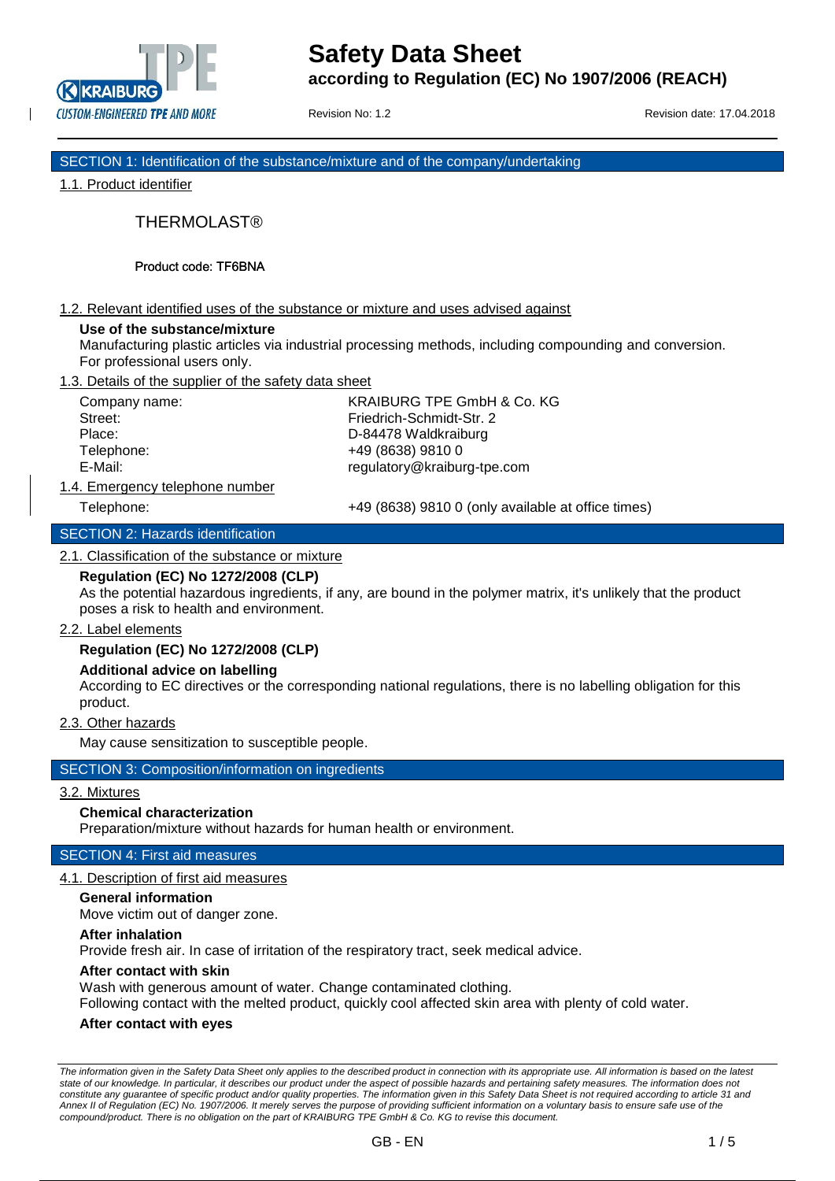# Safety Data Sheet

**according to Regulation (EC) No 1907/2006 (REACH)**

Revision No: 1.2

Revision date: 17.04.2018

## SECTION 1: Identification of the substance/mixture and of the company/undertaking

### 1.1. Product identifier

THERMOLAST®

Product code: TF6BNA

### 1.2. Relevant identified uses of the substance or mixture and uses advised against

**Use of the substance/mixture**

Manufacturing plastic articles via industrial processing methods, including compounding and conversion. For professional users only.

### 1.3. Details of the supplier of the safety data sheet

| | |
|---|---|
| Company name: | KRAIBURG TPE GmbH & Co. KG |
| Street: | Friedrich-Schmidt-Str. 2 |
| Place: | D-84478 Waldkraiburg |
| Telephone: | +49 (8638) 9810 0 |
| E-Mail: | regulatory@kraiburg-tpe.com |

### 1.4. Emergency telephone number

Telephone: +49 (8638) 9810 0 (only available at office times)

## SECTION 2: Hazards identification

### 2.1. Classification of the substance or mixture

**Regulation (EC) No 1272/2008 (CLP)**

As the potential hazardous ingredients, if any, are bound in the polymer matrix, it's unlikely that the product poses a risk to health and environment.

### 2.2. Label elements

**Regulation (EC) No 1272/2008 (CLP)**

**Additional advice on labelling**

According to EC directives or the corresponding national regulations, there is no labelling obligation for this product.

### 2.3. Other hazards

May cause sensitization to susceptible people.

## SECTION 3: Composition/information on ingredients

### 3.2. Mixtures

**Chemical characterization**

Preparation/mixture without hazards for human health or environment.

## SECTION 4: First aid measures

### 4.1. Description of first aid measures

**General information**

Move victim out of danger zone.

**After inhalation**

Provide fresh air. In case of irritation of the respiratory tract, seek medical advice.

**After contact with skin**

Wash with generous amount of water. Change contaminated clothing.
Following contact with the melted product, quickly cool affected skin area with plenty of cold water.

**After contact with eyes**

*The information given in the Safety Data Sheet only applies to the described product in connection with its appropriate use. All information is based on the latest state of our knowledge. In particular, it describes our product under the aspect of possible hazards and pertaining safety measures. The information does not constitute any guarantee of specific product and/or quality properties. The information given in this Safety Data Sheet is not required according to article 31 and Annex II of Regulation (EC) No. 1907/2006. It merely serves the purpose of providing sufficient information on a voluntary basis to ensure safe use of the compound/product. There is no obligation on the part of KRAIBURG TPE GmbH & Co. KG to revise this document.*

GB - EN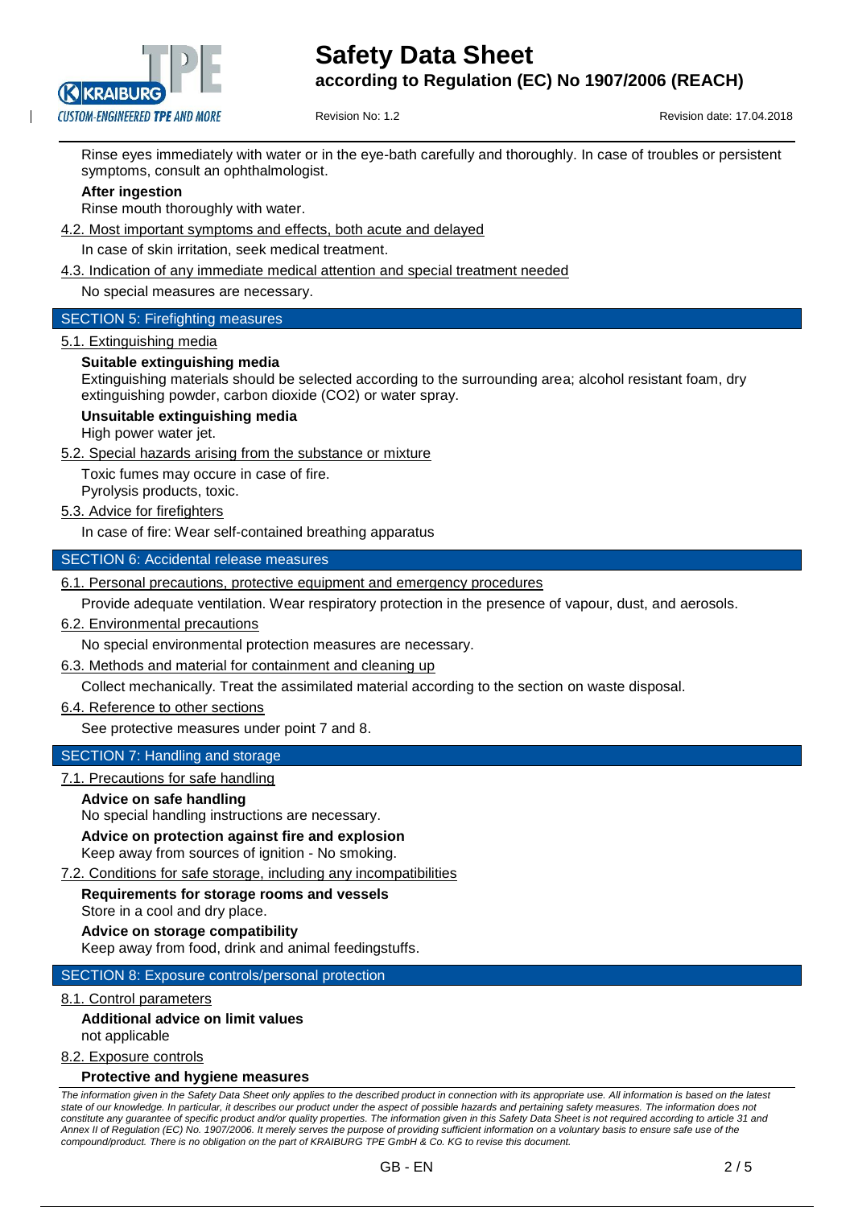Rinse eyes immediately with water or in the eye-bath carefully and thoroughly. In case of troubles or persistent symptoms, consult an ophthalmologist.

**After ingestion**

Rinse mouth thoroughly with water.

4.2. Most important symptoms and effects, both acute and delayed

In case of skin irritation, seek medical treatment.

4.3. Indication of any immediate medical attention and special treatment needed

No special measures are necessary.

## SECTION 5: Firefighting measures

5.1. Extinguishing media

**Suitable extinguishing media**

Extinguishing materials should be selected according to the surrounding area; alcohol resistant foam, dry extinguishing powder, carbon dioxide ($CO_2$) or water spray.

**Unsuitable extinguishing media**

High power water jet.

5.2. Special hazards arising from the substance or mixture

Toxic fumes may occure in case of fire.
Pyrolysis products, toxic.

5.3. Advice for firefighters

In case of fire: Wear self-contained breathing apparatus

## SECTION 6: Accidental release measures

6.1. Personal precautions, protective equipment and emergency procedures

Provide adequate ventilation. Wear respiratory protection in the presence of vapour, dust, and aerosols.

6.2. Environmental precautions

No special environmental protection measures are necessary.

6.3. Methods and material for containment and cleaning up

Collect mechanically. Treat the assimilated material according to the section on waste disposal.

6.4. Reference to other sections

See protective measures under point 7 and 8.

## SECTION 7: Handling and storage

7.1. Precautions for safe handling

**Advice on safe handling**

No special handling instructions are necessary.

**Advice on protection against fire and explosion**

Keep away from sources of ignition - No smoking.

7.2. Conditions for safe storage, including any incompatibilities

**Requirements for storage rooms and vessels**

Store in a cool and dry place.

**Advice on storage compatibility**

Keep away from food, drink and animal feedingstuffs.

## SECTION 8: Exposure controls/personal protection

8.1. Control parameters

**Additional advice on limit values**

not applicable

8.2. Exposure controls

**Protective and hygiene measures**

*The information given in the Safety Data Sheet only applies to the described product in connection with its appropriate use. All information is based on the latest state of our knowledge. In particular, it describes our product under the aspect of possible hazards and pertaining safety measures. The information does not constitute any guarantee of specific product and/or quality properties. The information given in this Safety Data Sheet is not required according to article 31 and Annex II of Regulation (EC) No. 1907/2006. It merely serves the purpose of providing sufficient information on a voluntary basis to ensure safe use of the compound/product. There is no obligation on the part of KRAIBURG TPE GmbH & Co. KG to revise this document.*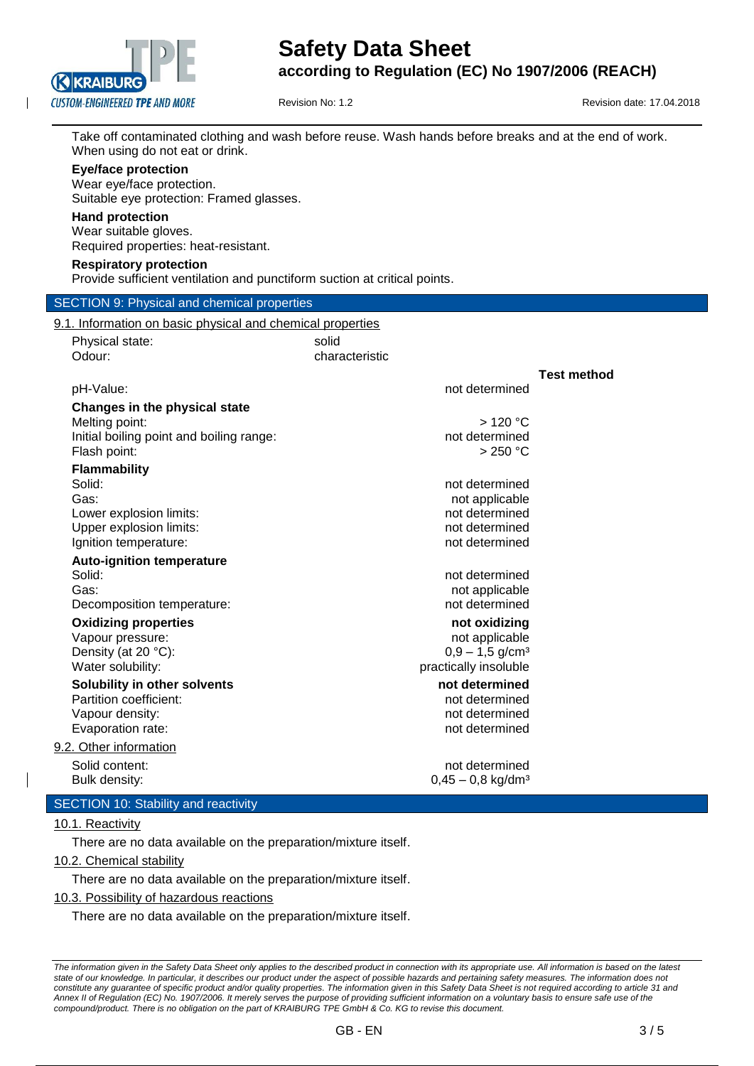Take off contaminated clothing and wash before reuse. Wash hands before breaks and at the end of work. When using do not eat or drink.

**Eye/face protection**

Wear eye/face protection.
Suitable eye protection: Framed glasses.

**Hand protection**

Wear suitable gloves.
Required properties: heat-resistant.

**Respiratory protection**

Provide sufficient ventilation and punctiform suction at critical points.

## SECTION 9: Physical and chemical properties

### 9.1. Information on basic physical and chemical properties

| | | |
|---|---|---|
| Physical state: | solid | |
| Odour: | characteristic | |
| | | **Test method** |
| pH-Value: | not determined | |
| **Changes in the physical state** | | |
| Melting point: | > 120 °C | |
| Initial boiling point and boiling range: | not determined | |
| Flash point: | > 250 °C | |
| **Flammability** | | |
| Solid: | not determined | |
| Gas: | not applicable | |
| Lower explosion limits: | not determined | |
| Upper explosion limits: | not determined | |
| Ignition temperature: | not determined | |
| **Auto-ignition temperature** | | |
| Solid: | not determined | |
| Gas: | not applicable | |
| Decomposition temperature: | not determined | |
| **Oxidizing properties** | **not oxidizing** | |
| Vapour pressure: | not applicable | |
| Density (at 20 °C): | 0,9 – 1,5 g/cm³ | |
| Water solubility: | practically insoluble | |
| **Solubility in other solvents** | **not determined** | |
| Partition coefficient: | not determined | |
| Vapour density: | not determined | |
| Evaporation rate: | not determined | |

### 9.2. Other information

| | |
|---|---|
| Solid content: | not determined |
| Bulk density: | 0,45 – 0,8 kg/dm³ |

## SECTION 10: Stability and reactivity

### 10.1. Reactivity

There are no data available on the preparation/mixture itself.

### 10.2. Chemical stability

There are no data available on the preparation/mixture itself.

### 10.3. Possibility of hazardous reactions

There are no data available on the preparation/mixture itself.

*The information given in the Safety Data Sheet only applies to the described product in connection with its appropriate use. All information is based on the latest state of our knowledge. In particular, it describes our product under the aspect of possible hazards and pertaining safety measures. The information does not constitute any guarantee of specific product and/or quality properties. The information given in this Safety Data Sheet is not required according to article 31 and Annex II of Regulation (EC) No. 1907/2006. It merely serves the purpose of providing sufficient information on a voluntary basis to ensure safe use of the compound/product. There is no obligation on the part of KRAIBURG TPE GmbH & Co. KG to revise this document.*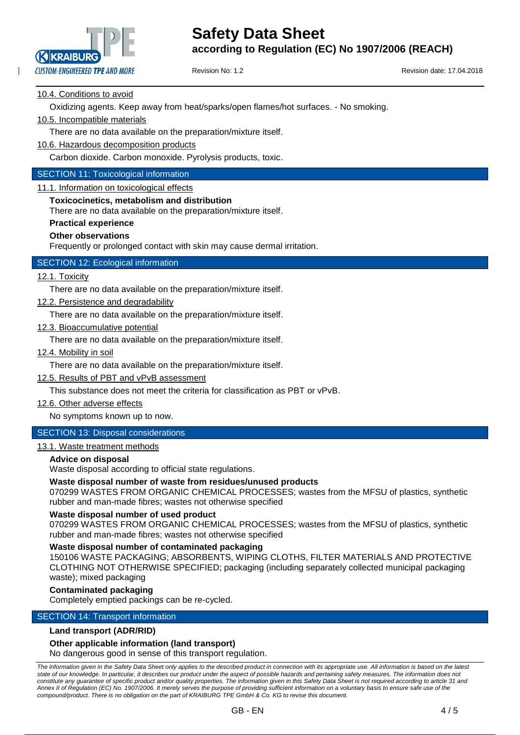### 10.4. Conditions to avoid

Oxidizing agents. Keep away from heat/sparks/open flames/hot surfaces. - No smoking.

### 10.5. Incompatible materials

There are no data available on the preparation/mixture itself.

### 10.6. Hazardous decomposition products

Carbon dioxide. Carbon monoxide. Pyrolysis products, toxic.

## SECTION 11: Toxicological information

### 11.1. Information on toxicological effects

**Toxicocinetics, metabolism and distribution**

There are no data available on the preparation/mixture itself.

**Practical experience**

**Other observations**

Frequently or prolonged contact with skin may cause dermal irritation.

## SECTION 12: Ecological information

### 12.1. Toxicity

There are no data available on the preparation/mixture itself.

### 12.2. Persistence and degradability

There are no data available on the preparation/mixture itself.

### 12.3. Bioaccumulative potential

There are no data available on the preparation/mixture itself.

### 12.4. Mobility in soil

There are no data available on the preparation/mixture itself.

### 12.5. Results of PBT and vPvB assessment

This substance does not meet the criteria for classification as PBT or vPvB.

### 12.6. Other adverse effects

No symptoms known up to now.

## SECTION 13: Disposal considerations

### 13.1. Waste treatment methods

**Advice on disposal**

Waste disposal according to official state regulations.

**Waste disposal number of waste from residues/unused products**

070299 WASTES FROM ORGANIC CHEMICAL PROCESSES; wastes from the MFSU of plastics, synthetic rubber and man-made fibres; wastes not otherwise specified

**Waste disposal number of used product**

070299 WASTES FROM ORGANIC CHEMICAL PROCESSES; wastes from the MFSU of plastics, synthetic rubber and man-made fibres; wastes not otherwise specified

**Waste disposal number of contaminated packaging**

150106 WASTE PACKAGING; ABSORBENTS, WIPING CLOTHS, FILTER MATERIALS AND PROTECTIVE CLOTHING NOT OTHERWISE SPECIFIED; packaging (including separately collected municipal packaging waste); mixed packaging

**Contaminated packaging**

Completely emptied packings can be re-cycled.

## SECTION 14: Transport information

**Land transport (ADR/RID)**

**Other applicable information (land transport)**

No dangerous good in sense of this transport regulation.

*The information given in the Safety Data Sheet only applies to the described product in connection with its appropriate use. All information is based on the latest state of our knowledge. In particular, it describes our product under the aspect of possible hazards and pertaining safety measures. The information does not constitute any guarantee of specific product and/or quality properties. The information given in this Safety Data Sheet is not required according to article 31 and Annex II of Regulation (EC) No. 1907/2006. It merely serves the purpose of providing sufficient information on a voluntary basis to ensure safe use of the compound/product. There is no obligation on the part of KRAIBURG TPE GmbH & Co. KG to revise this document.*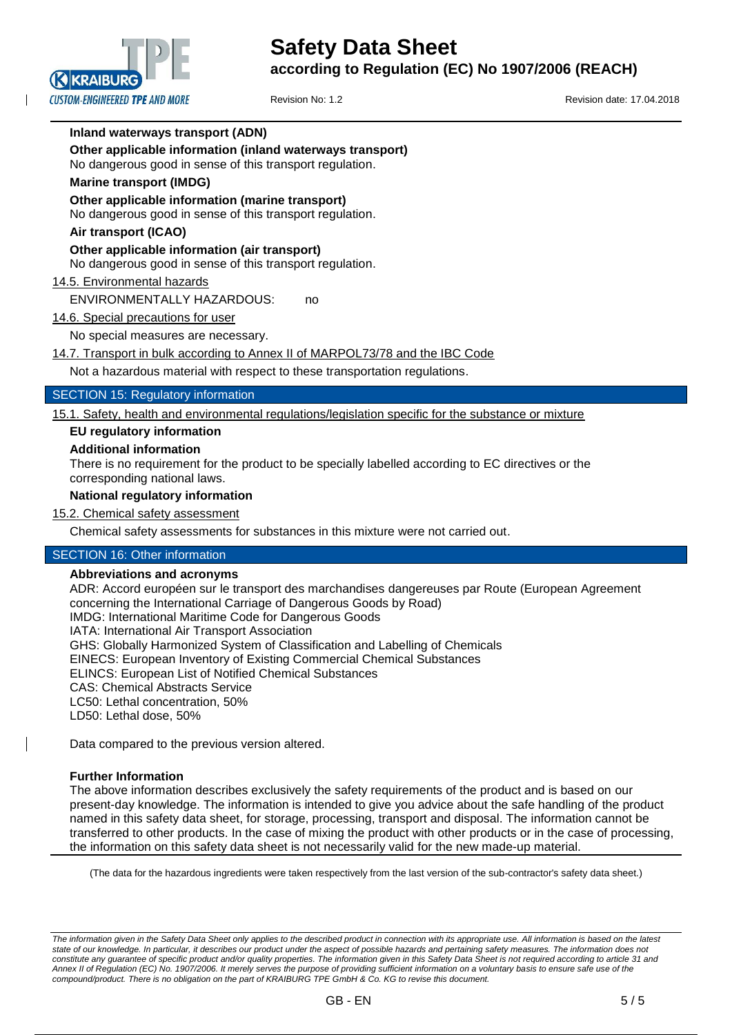**Inland waterways transport (ADN)**

**Other applicable information (inland waterways transport)**

No dangerous good in sense of this transport regulation.

**Marine transport (IMDG)**

**Other applicable information (marine transport)**

No dangerous good in sense of this transport regulation.

**Air transport (ICAO)**

**Other applicable information (air transport)**

No dangerous good in sense of this transport regulation.

14.5. Environmental hazards

ENVIRONMENTALLY HAZARDOUS: no

14.6. Special precautions for user

No special measures are necessary.

14.7. Transport in bulk according to Annex II of MARPOL73/78 and the IBC Code

Not a hazardous material with respect to these transportation regulations.

## SECTION 15: Regulatory information

15.1. Safety, health and environmental regulations/legislation specific for the substance or mixture

**EU regulatory information**

**Additional information**

There is no requirement for the product to be specially labelled according to EC directives or the corresponding national laws.

**National regulatory information**

15.2. Chemical safety assessment

Chemical safety assessments for substances in this mixture were not carried out.

## SECTION 16: Other information

**Abbreviations and acronyms**

ADR: Accord européen sur le transport des marchandises dangereuses par Route (European Agreement concerning the International Carriage of Dangerous Goods by Road)
IMDG: International Maritime Code for Dangerous Goods
IATA: International Air Transport Association
GHS: Globally Harmonized System of Classification and Labelling of Chemicals
EINECS: European Inventory of Existing Commercial Chemical Substances
ELINCS: European List of Notified Chemical Substances
CAS: Chemical Abstracts Service
LC50: Lethal concentration, 50%
LD50: Lethal dose, 50%

Data compared to the previous version altered.

**Further Information**

The above information describes exclusively the safety requirements of the product and is based on our present-day knowledge. The information is intended to give you advice about the safe handling of the product named in this safety data sheet, for storage, processing, transport and disposal. The information cannot be transferred to other products. In the case of mixing the product with other products or in the case of processing, the information on this safety data sheet is not necessarily valid for the new made-up material.

(The data for the hazardous ingredients were taken respectively from the last version of the sub-contractor's safety data sheet.)

*The information given in the Safety Data Sheet only applies to the described product in connection with its appropriate use. All information is based on the latest state of our knowledge. In particular, it describes our product under the aspect of possible hazards and pertaining safety measures. The information does not constitute any guarantee of specific product and/or quality properties. The information given in this Safety Data Sheet is not required according to article 31 and Annex II of Regulation (EC) No. 1907/2006. It merely serves the purpose of providing sufficient information on a voluntary basis to ensure safe use of the compound/product. There is no obligation on the part of KRAIBURG TPE GmbH & Co. KG to revise this document.*